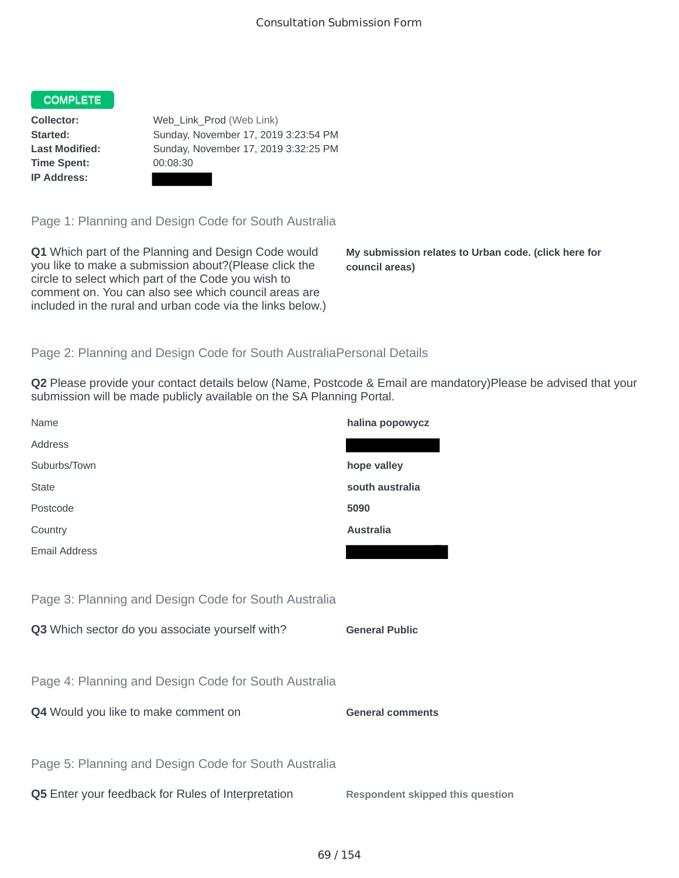# Consultation Submission Form

**COMPLETE**

| | |
|---|---|
| **Collector:** | Web_Link_Prod (Web Link) |
| **Started:** | Sunday, November 17, 2019 3:23:54 PM |
| **Last Modified:** | Sunday, November 17, 2019 3:32:25 PM |
| **Time Spent:** | 00:08:30 |
| **IP Address:** | |

## Page 1: Planning and Design Code for South Australia

**Q1** Which part of the Planning and Design Code would you like to make a submission about?(Please click the circle to select which part of the Code you wish to comment on. You can also see which council areas are included in the rural and urban code via the links below.)

**My submission relates to Urban code. (click here for council areas)**

## Page 2: Planning and Design Code for South AustraliaPersonal Details

**Q2** Please provide your contact details below (Name, Postcode & Email are mandatory)Please be advised that your submission will be made publicly available on the SA Planning Portal.

| | |
|---|---|
| Name | **halina popowycz** |
| Address | |
| Suburbs/Town | **hope valley** |
| State | **south australia** |
| Postcode | **5090** |
| Country | **Australia** |
| Email Address | |

## Page 3: Planning and Design Code for South Australia

**Q3** Which sector do you associate yourself with?

**General Public**

## Page 4: Planning and Design Code for South Australia

**Q4** Would you like to make comment on

**General comments**

## Page 5: Planning and Design Code for South Australia

**Q5** Enter your feedback for Rules of Interpretation

**Respondent skipped this question**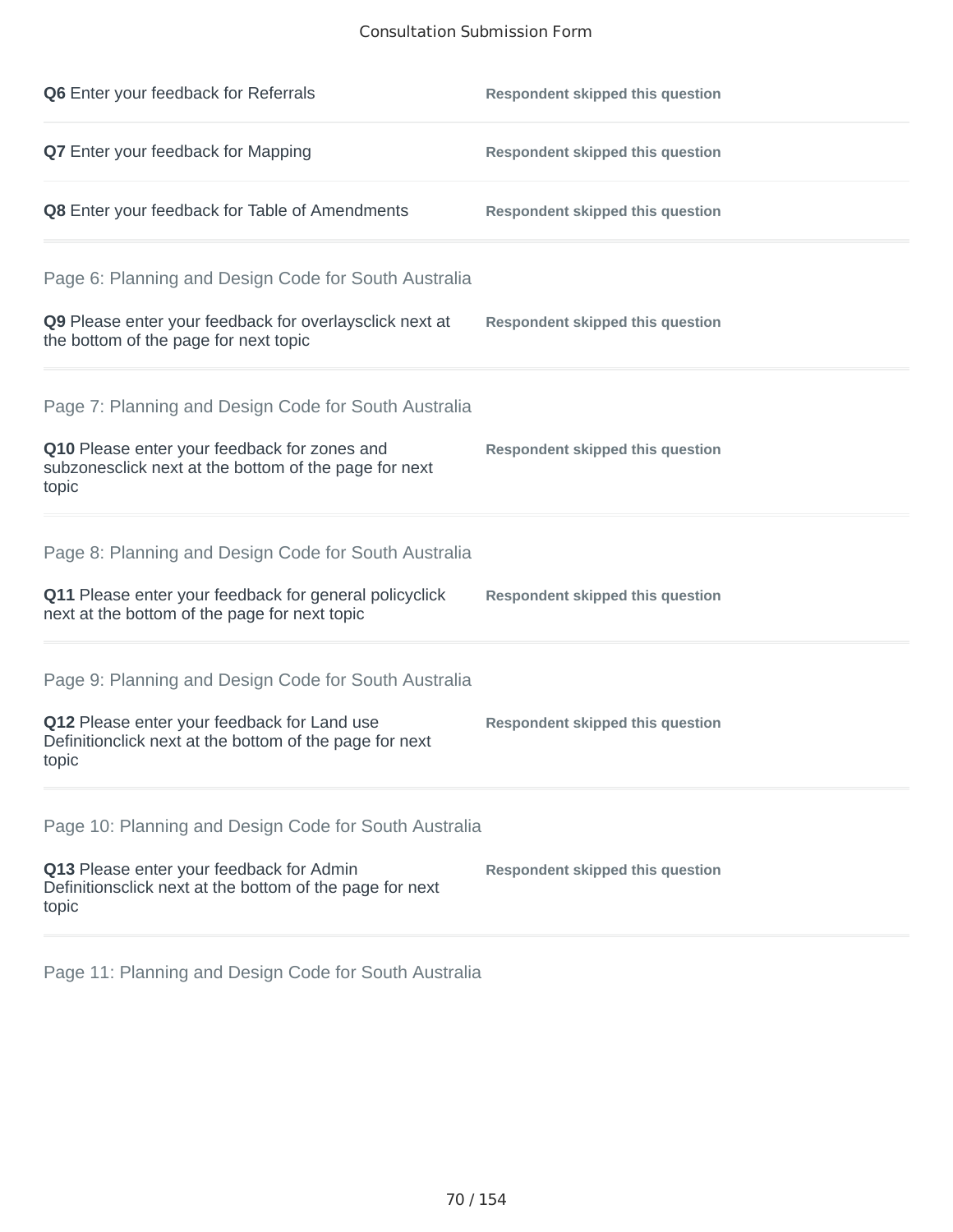**Q6** Enter your feedback for Referrals — **Respondent skipped this question**

**Q7** Enter your feedback for Mapping — **Respondent skipped this question**

**Q8** Enter your feedback for Table of Amendments — **Respondent skipped this question**

## Page 6: Planning and Design Code for South Australia

**Q9** Please enter your feedback for overlaysclick next at the bottom of the page for next topic — **Respondent skipped this question**

## Page 7: Planning and Design Code for South Australia

**Q10** Please enter your feedback for zones and subzonesclick next at the bottom of the page for next topic — **Respondent skipped this question**

## Page 8: Planning and Design Code for South Australia

**Q11** Please enter your feedback for general policyclick next at the bottom of the page for next topic — **Respondent skipped this question**

## Page 9: Planning and Design Code for South Australia

**Q12** Please enter your feedback for Land use Definitionclick next at the bottom of the page for next topic — **Respondent skipped this question**

## Page 10: Planning and Design Code for South Australia

**Q13** Please enter your feedback for Admin Definitionsclick next at the bottom of the page for next topic — **Respondent skipped this question**

## Page 11: Planning and Design Code for South Australia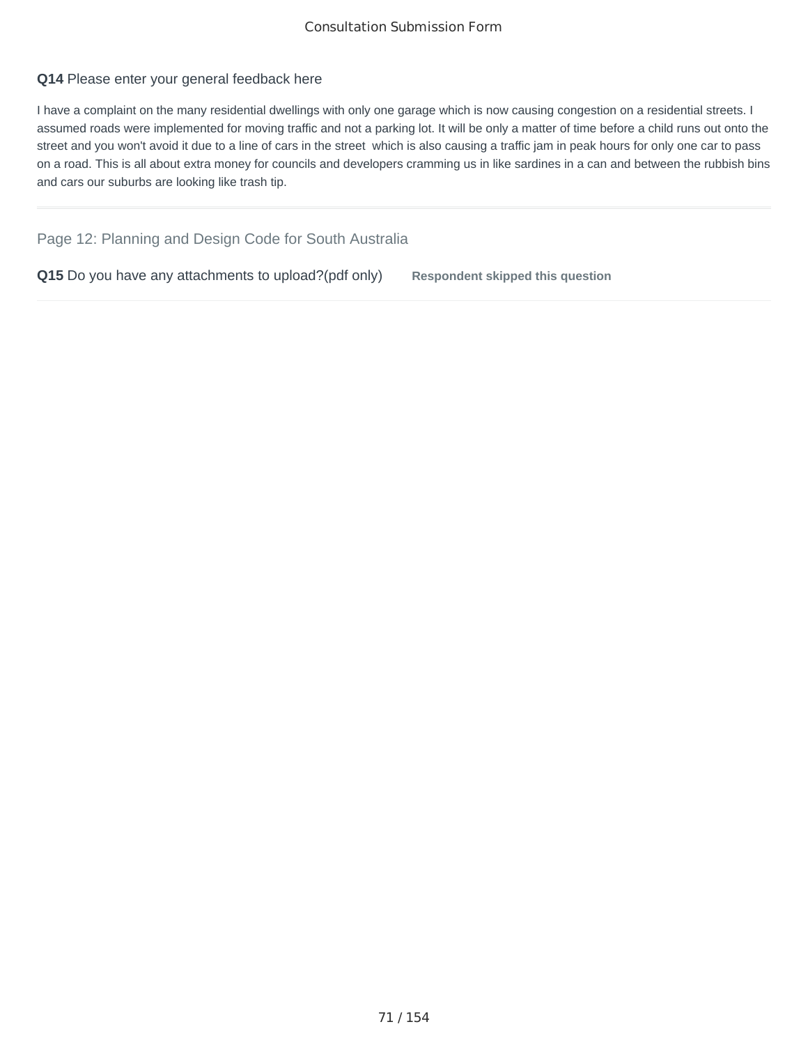**Q14** Please enter your general feedback here

I have a complaint on the many residential dwellings with only one garage which is now causing congestion on a residential streets. I assumed roads were implemented for moving traffic and not a parking lot. It will be only a matter of time before a child runs out onto the street and you won't avoid it due to a line of cars in the street which is also causing a traffic jam in peak hours for only one car to pass on a road. This is all about extra money for councils and developers cramming us in like sardines in a can and between the rubbish bins and cars our suburbs are looking like trash tip.

---

## Page 12: Planning and Design Code for South Australia

**Q15** Do you have any attachments to upload?(pdf only) **Respondent skipped this question**